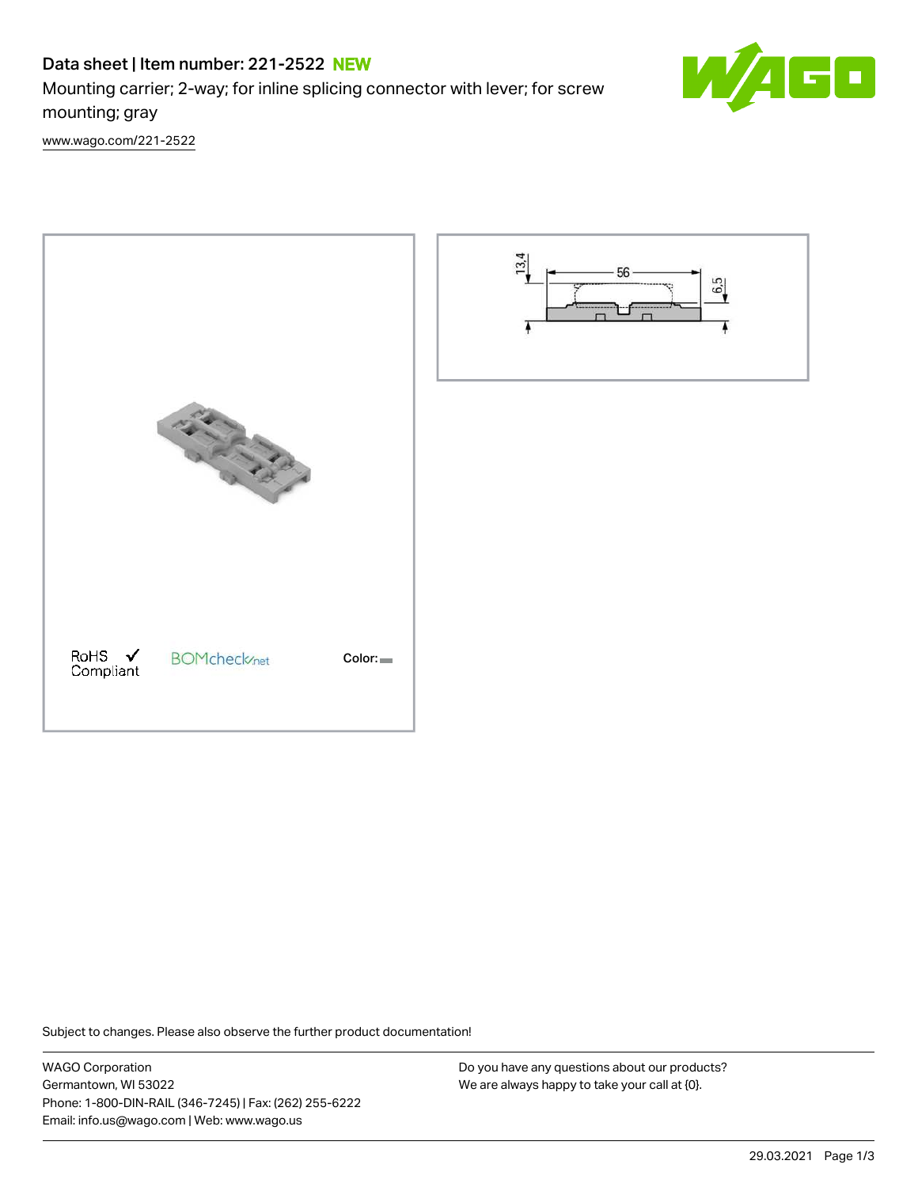# Data sheet | Item number: 221-2522 NEW

Mounting carrier; 2-way; for inline splicing connector with lever; for screw mounting; gray

www.wago.com/221-2522

RoHS ✓ Compliant

BOMcheck.net

Color:

13,4

56

6,5

Subject to changes. Please also observe the further product documentation!

WAGO Corporation
Germantown, WI 53022
Phone: 1-800-DIN-RAIL (346-7245) | Fax: (262) 255-6222
Email: info.us@wago.com | Web: www.wago.us

Do you have any questions about our products?
We are always happy to take your call at {0}.

29.03.2021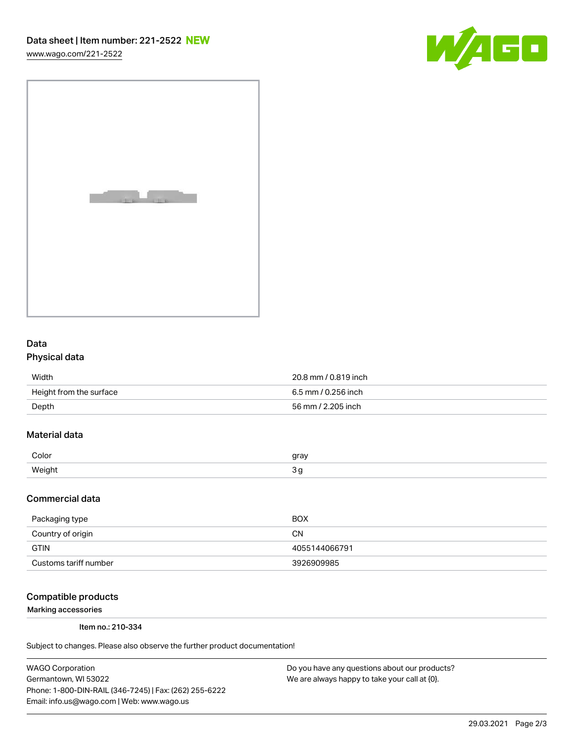Data sheet | Item number: 221-2522 **NEW**

www.wago.com/221-2522

## Data

### Physical data

| | |
|---|---|
| Width | 20.8 mm / 0.819 inch |
| Height from the surface | 6.5 mm / 0.256 inch |
| Depth | 56 mm / 2.205 inch |

### Material data

| | |
|---|---|
| Color | gray |
| Weight | 3 g |

### Commercial data

| | |
|---|---|
| Packaging type | BOX |
| Country of origin | CN |
| GTIN | 4055144066791 |
| Customs tariff number | 3926909985 |

### Compatible products

Marking accessories

Item no.: 210-334

Subject to changes. Please also observe the further product documentation!

WAGO Corporation
Germantown, WI 53022
Phone: 1-800-DIN-RAIL (346-7245) | Fax: (262) 255-6222
Email: info.us@wago.com | Web: www.wago.us

Do you have any questions about our products?
We are always happy to take your call at {0}.

29.03.2021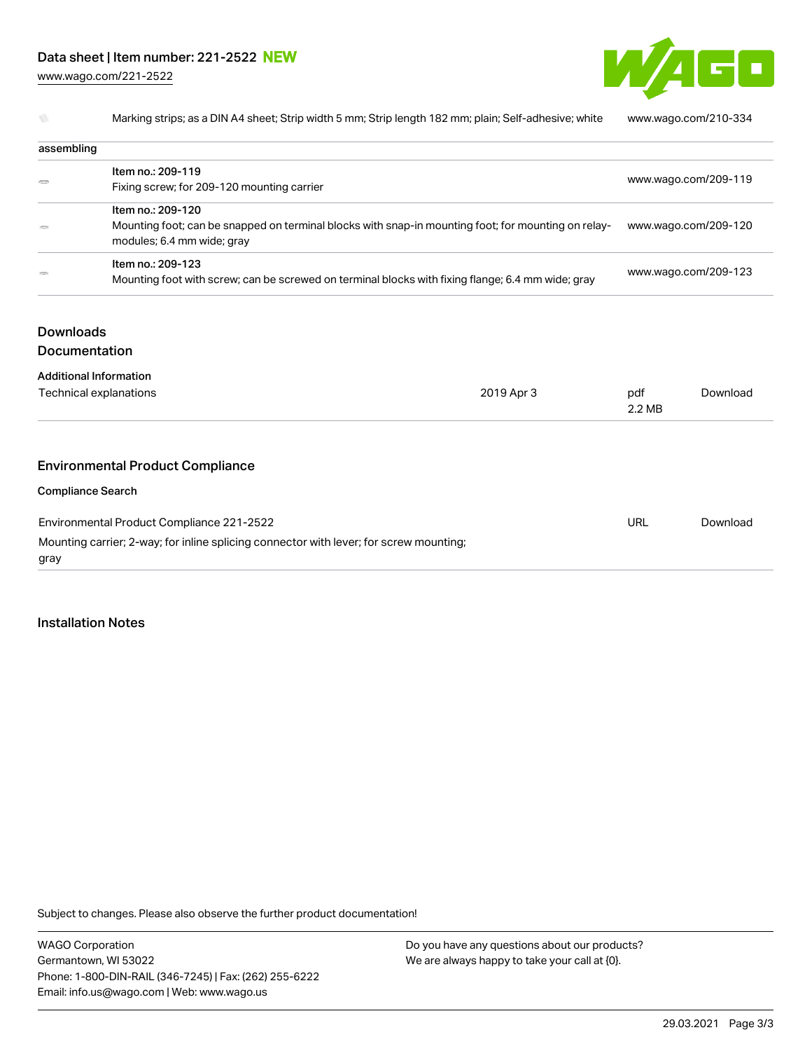| | | |
|---|---|---|
| | Marking strips; as a DIN A4 sheet; Strip width 5 mm; Strip length 182 mm; plain; Self-adhesive; white | www.wago.com/210-334 |

**assembling**

| | | |
|---|---|---|
| | Item no.: 209-119<br>Fixing screw; for 209-120 mounting carrier | www.wago.com/209-119 |
| | Item no.: 209-120<br>Mounting foot; can be snapped on terminal blocks with snap-in mounting foot; for mounting on relay-modules; 6.4 mm wide; gray | www.wago.com/209-120 |
| | Item no.: 209-123<br>Mounting foot with screw; can be screwed on terminal blocks with fixing flange; 6.4 mm wide; gray | www.wago.com/209-123 |

## Downloads

### Documentation

**Additional Information**

| | | | |
|---|---|---|---|
| Technical explanations | 2019 Apr 3 | pdf 2.2 MB | Download |

### Environmental Product Compliance

**Compliance Search**

| | | |
|---|---|---|
| Environmental Product Compliance 221-2522<br>Mounting carrier; 2-way; for inline splicing connector with lever; for screw mounting; gray | URL | Download |

### Installation Notes

Subject to changes. Please also observe the further product documentation!

WAGO Corporation
Germantown, WI 53022
Phone: 1-800-DIN-RAIL (346-7245) | Fax: (262) 255-6222
Email: info.us@wago.com | Web: www.wago.us

Do you have any questions about our products?
We are always happy to take your call at {0}.